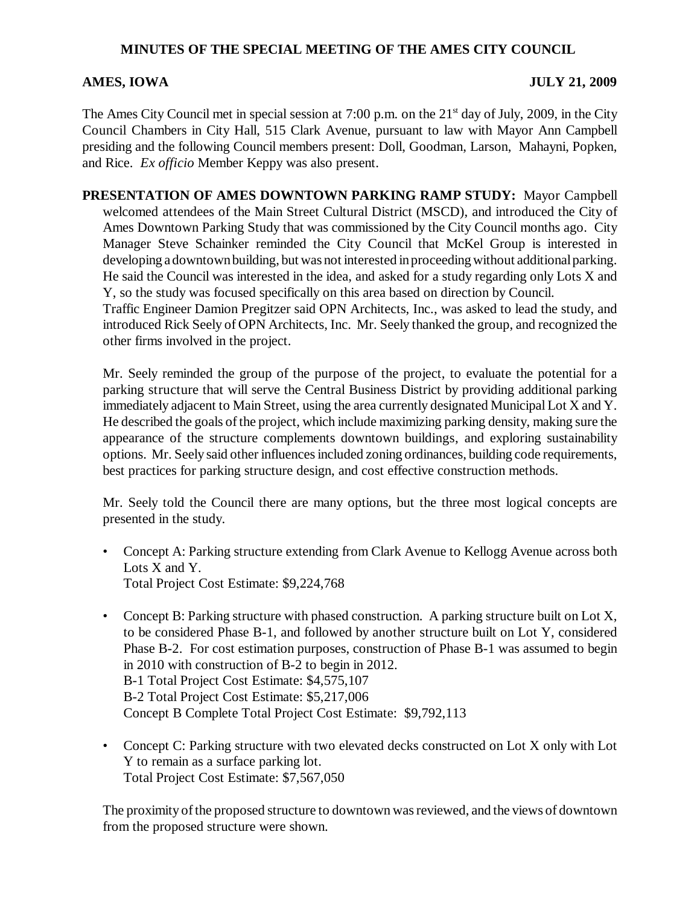# MINUTES OF THE SPECIAL MEETING OF THE AMES CITY COUNCIL

**AMES, IOWA** **JULY 21, 2009**

The Ames City Council met in special session at 7:00 p.m. on the 21st day of July, 2009, in the City Council Chambers in City Hall, 515 Clark Avenue, pursuant to law with Mayor Ann Campbell presiding and the following Council members present: Doll, Goodman, Larson, Mahayni, Popken, and Rice. *Ex officio* Member Keppy was also present.

**PRESENTATION OF AMES DOWNTOWN PARKING RAMP STUDY:** Mayor Campbell welcomed attendees of the Main Street Cultural District (MSCD), and introduced the City of Ames Downtown Parking Study that was commissioned by the City Council months ago. City Manager Steve Schainker reminded the City Council that McKel Group is interested in developing a downtown building, but was not interested in proceeding without additional parking. He said the Council was interested in the idea, and asked for a study regarding only Lots X and Y, so the study was focused specifically on this area based on direction by Council.

Traffic Engineer Damion Pregitzer said OPN Architects, Inc., was asked to lead the study, and introduced Rick Seely of OPN Architects, Inc. Mr. Seely thanked the group, and recognized the other firms involved in the project.

Mr. Seely reminded the group of the purpose of the project, to evaluate the potential for a parking structure that will serve the Central Business District by providing additional parking immediately adjacent to Main Street, using the area currently designated Municipal Lot X and Y. He described the goals of the project, which include maximizing parking density, making sure the appearance of the structure complements downtown buildings, and exploring sustainability options. Mr. Seely said other influences included zoning ordinances, building code requirements, best practices for parking structure design, and cost effective construction methods.

Mr. Seely told the Council there are many options, but the three most logical concepts are presented in the study.

- Concept A: Parking structure extending from Clark Avenue to Kellogg Avenue across both Lots X and Y.
  Total Project Cost Estimate: $9,224,768

- Concept B: Parking structure with phased construction. A parking structure built on Lot X, to be considered Phase B-1, and followed by another structure built on Lot Y, considered Phase B-2. For cost estimation purposes, construction of Phase B-1 was assumed to begin in 2010 with construction of B-2 to begin in 2012.
  B-1 Total Project Cost Estimate: $4,575,107
  B-2 Total Project Cost Estimate: $5,217,006
  Concept B Complete Total Project Cost Estimate: $9,792,113

- Concept C: Parking structure with two elevated decks constructed on Lot X only with Lot Y to remain as a surface parking lot.
  Total Project Cost Estimate: $7,567,050

The proximity of the proposed structure to downtown was reviewed, and the views of downtown from the proposed structure were shown.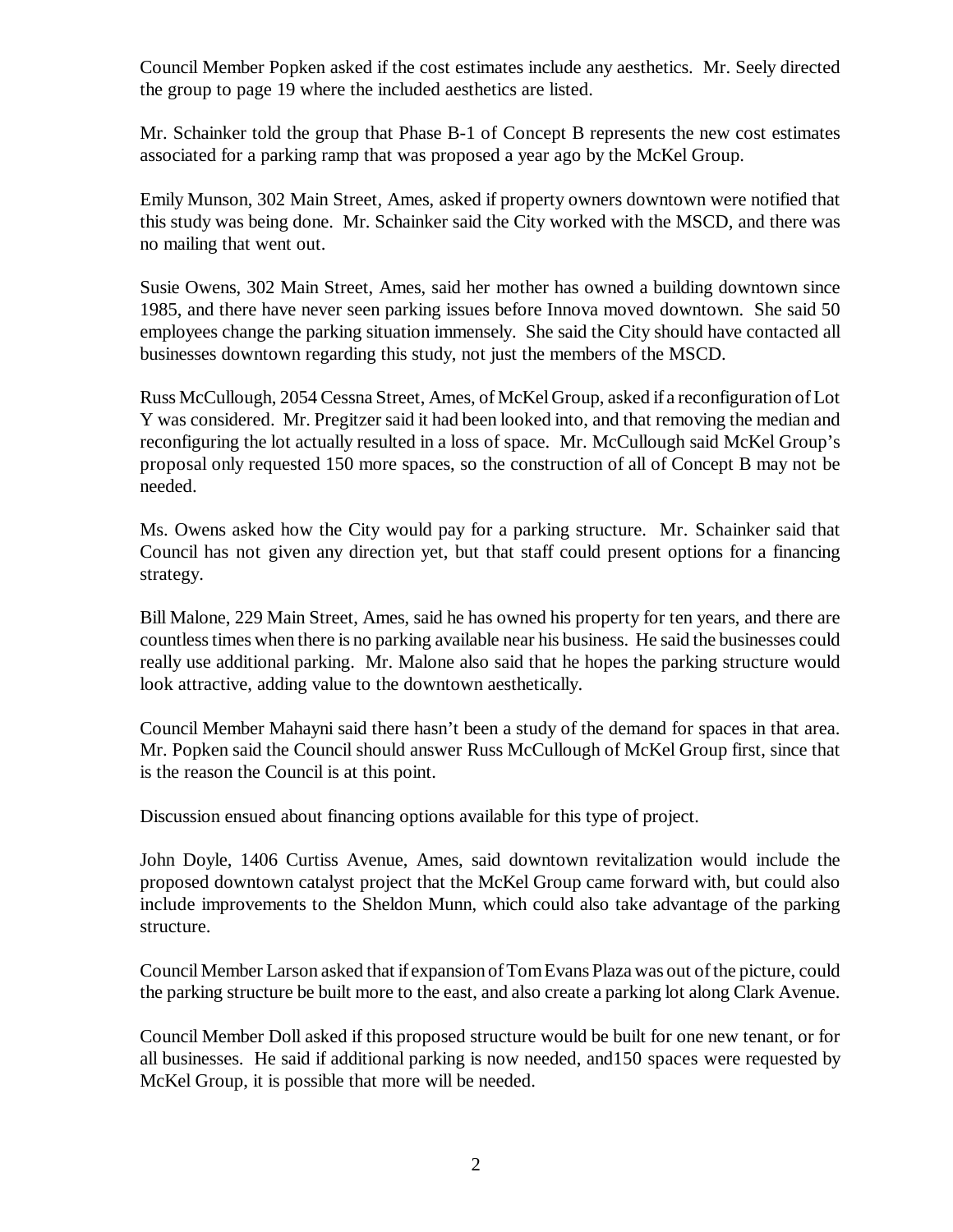Council Member Popken asked if the cost estimates include any aesthetics. Mr. Seely directed the group to page 19 where the included aesthetics are listed.

Mr. Schainker told the group that Phase B-1 of Concept B represents the new cost estimates associated for a parking ramp that was proposed a year ago by the McKel Group.

Emily Munson, 302 Main Street, Ames, asked if property owners downtown were notified that this study was being done. Mr. Schainker said the City worked with the MSCD, and there was no mailing that went out.

Susie Owens, 302 Main Street, Ames, said her mother has owned a building downtown since 1985, and there have never seen parking issues before Innova moved downtown. She said 50 employees change the parking situation immensely. She said the City should have contacted all businesses downtown regarding this study, not just the members of the MSCD.

Russ McCullough, 2054 Cessna Street, Ames, of McKel Group, asked if a reconfiguration of Lot Y was considered. Mr. Pregitzer said it had been looked into, and that removing the median and reconfiguring the lot actually resulted in a loss of space. Mr. McCullough said McKel Group's proposal only requested 150 more spaces, so the construction of all of Concept B may not be needed.

Ms. Owens asked how the City would pay for a parking structure. Mr. Schainker said that Council has not given any direction yet, but that staff could present options for a financing strategy.

Bill Malone, 229 Main Street, Ames, said he has owned his property for ten years, and there are countless times when there is no parking available near his business. He said the businesses could really use additional parking. Mr. Malone also said that he hopes the parking structure would look attractive, adding value to the downtown aesthetically.

Council Member Mahayni said there hasn't been a study of the demand for spaces in that area. Mr. Popken said the Council should answer Russ McCullough of McKel Group first, since that is the reason the Council is at this point.

Discussion ensued about financing options available for this type of project.

John Doyle, 1406 Curtiss Avenue, Ames, said downtown revitalization would include the proposed downtown catalyst project that the McKel Group came forward with, but could also include improvements to the Sheldon Munn, which could also take advantage of the parking structure.

Council Member Larson asked that if expansion of Tom Evans Plaza was out of the picture, could the parking structure be built more to the east, and also create a parking lot along Clark Avenue.

Council Member Doll asked if this proposed structure would be built for one new tenant, or for all businesses. He said if additional parking is now needed, and150 spaces were requested by McKel Group, it is possible that more will be needed.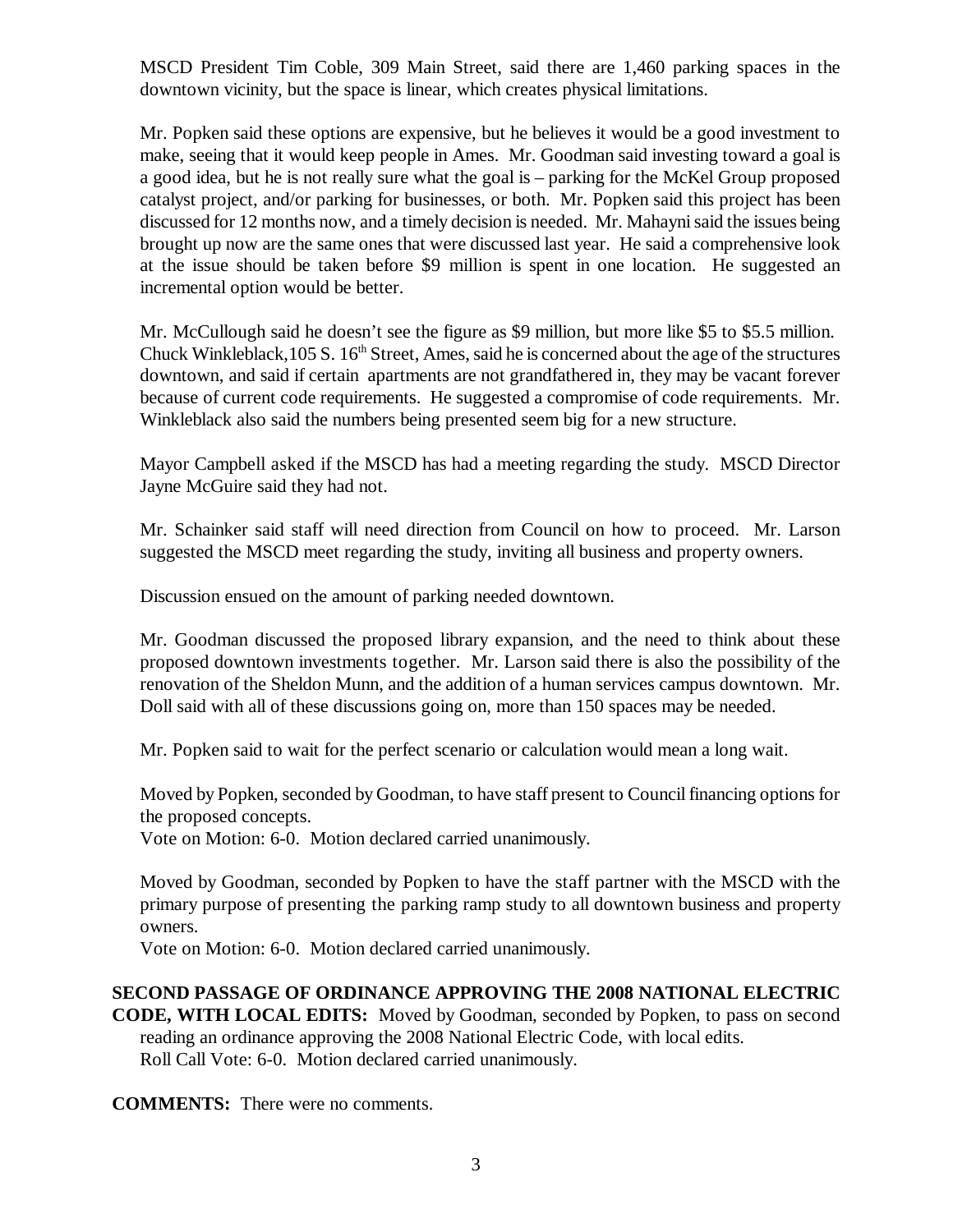MSCD President Tim Coble, 309 Main Street, said there are 1,460 parking spaces in the downtown vicinity, but the space is linear, which creates physical limitations.

Mr. Popken said these options are expensive, but he believes it would be a good investment to make, seeing that it would keep people in Ames. Mr. Goodman said investing toward a goal is a good idea, but he is not really sure what the goal is – parking for the McKel Group proposed catalyst project, and/or parking for businesses, or both. Mr. Popken said this project has been discussed for 12 months now, and a timely decision is needed. Mr. Mahayni said the issues being brought up now are the same ones that were discussed last year. He said a comprehensive look at the issue should be taken before \$9 million is spent in one location. He suggested an incremental option would be better.

Mr. McCullough said he doesn't see the figure as \$9 million, but more like \$5 to \$5.5 million. Chuck Winkleblack,105 S. 16th Street, Ames, said he is concerned about the age of the structures downtown, and said if certain apartments are not grandfathered in, they may be vacant forever because of current code requirements. He suggested a compromise of code requirements. Mr. Winkleblack also said the numbers being presented seem big for a new structure.

Mayor Campbell asked if the MSCD has had a meeting regarding the study. MSCD Director Jayne McGuire said they had not.

Mr. Schainker said staff will need direction from Council on how to proceed. Mr. Larson suggested the MSCD meet regarding the study, inviting all business and property owners.

Discussion ensued on the amount of parking needed downtown.

Mr. Goodman discussed the proposed library expansion, and the need to think about these proposed downtown investments together. Mr. Larson said there is also the possibility of the renovation of the Sheldon Munn, and the addition of a human services campus downtown. Mr. Doll said with all of these discussions going on, more than 150 spaces may be needed.

Mr. Popken said to wait for the perfect scenario or calculation would mean a long wait.

Moved by Popken, seconded by Goodman, to have staff present to Council financing options for the proposed concepts.
Vote on Motion: 6-0. Motion declared carried unanimously.

Moved by Goodman, seconded by Popken to have the staff partner with the MSCD with the primary purpose of presenting the parking ramp study to all downtown business and property owners.
Vote on Motion: 6-0. Motion declared carried unanimously.

**SECOND PASSAGE OF ORDINANCE APPROVING THE 2008 NATIONAL ELECTRIC CODE, WITH LOCAL EDITS:** Moved by Goodman, seconded by Popken, to pass on second reading an ordinance approving the 2008 National Electric Code, with local edits.
Roll Call Vote: 6-0. Motion declared carried unanimously.

**COMMENTS:** There were no comments.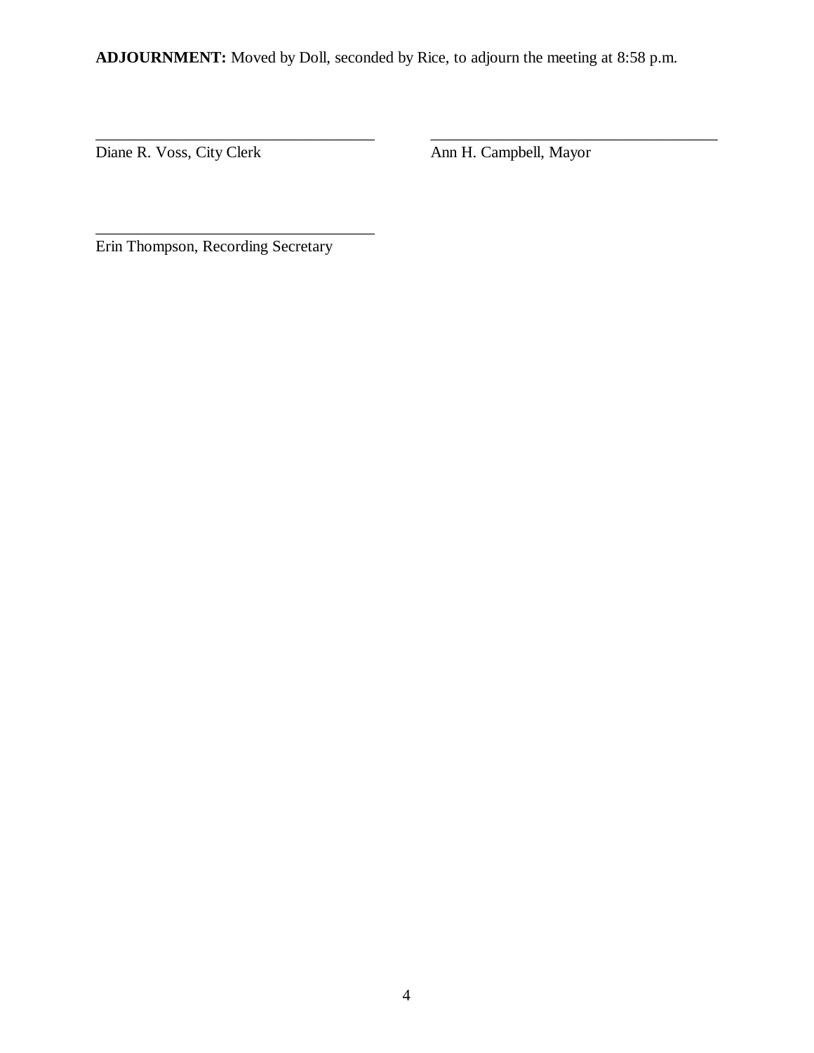**ADJOURNMENT:** Moved by Doll, seconded by Rice, to adjourn the meeting at 8:58 p.m.

___________________________________
Diane R. Voss, City Clerk

___________________________________
Ann H. Campbell, Mayor

___________________________________
Erin Thompson, Recording Secretary